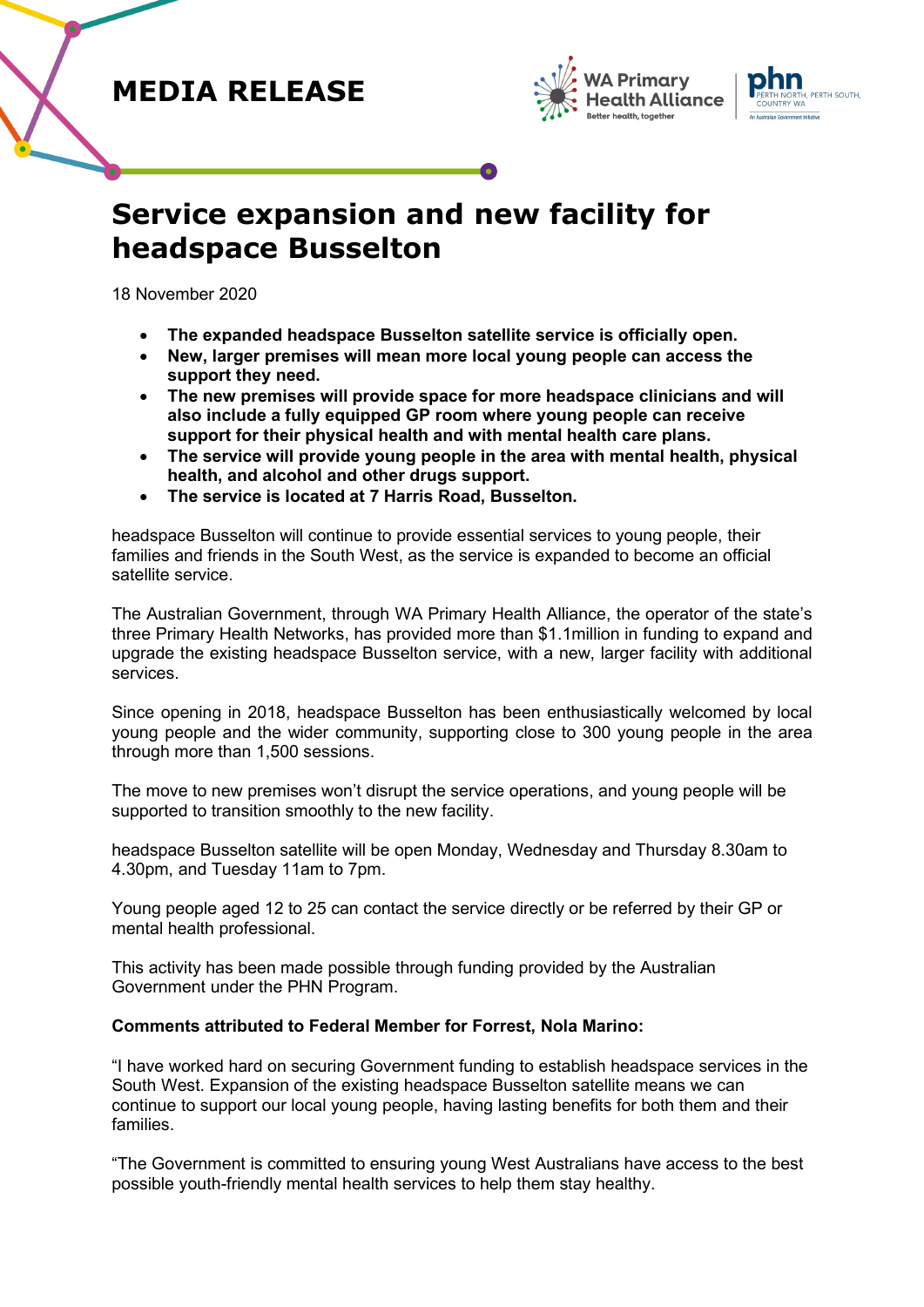# MEDIA RELEASE

# Service expansion and new facility for headspace Busselton

18 November 2020

- **The expanded headspace Busselton satellite service is officially open.**
- **New, larger premises will mean more local young people can access the support they need.**
- **The new premises will provide space for more headspace clinicians and will also include a fully equipped GP room where young people can receive support for their physical health and with mental health care plans.**
- **The service will provide young people in the area with mental health, physical health, and alcohol and other drugs support.**
- **The service is located at 7 Harris Road, Busselton.**

headspace Busselton will continue to provide essential services to young people, their families and friends in the South West, as the service is expanded to become an official satellite service.

The Australian Government, through WA Primary Health Alliance, the operator of the state's three Primary Health Networks, has provided more than $1.1million in funding to expand and upgrade the existing headspace Busselton service, with a new, larger facility with additional services.

Since opening in 2018, headspace Busselton has been enthusiastically welcomed by local young people and the wider community, supporting close to 300 young people in the area through more than 1,500 sessions.

The move to new premises won't disrupt the service operations, and young people will be supported to transition smoothly to the new facility.

headspace Busselton satellite will be open Monday, Wednesday and Thursday 8.30am to 4.30pm, and Tuesday 11am to 7pm.

Young people aged 12 to 25 can contact the service directly or be referred by their GP or mental health professional.

This activity has been made possible through funding provided by the Australian Government under the PHN Program.

**Comments attributed to Federal Member for Forrest, Nola Marino:**

"I have worked hard on securing Government funding to establish headspace services in the South West. Expansion of the existing headspace Busselton satellite means we can continue to support our local young people, having lasting benefits for both them and their families.

"The Government is committed to ensuring young West Australians have access to the best possible youth-friendly mental health services to help them stay healthy.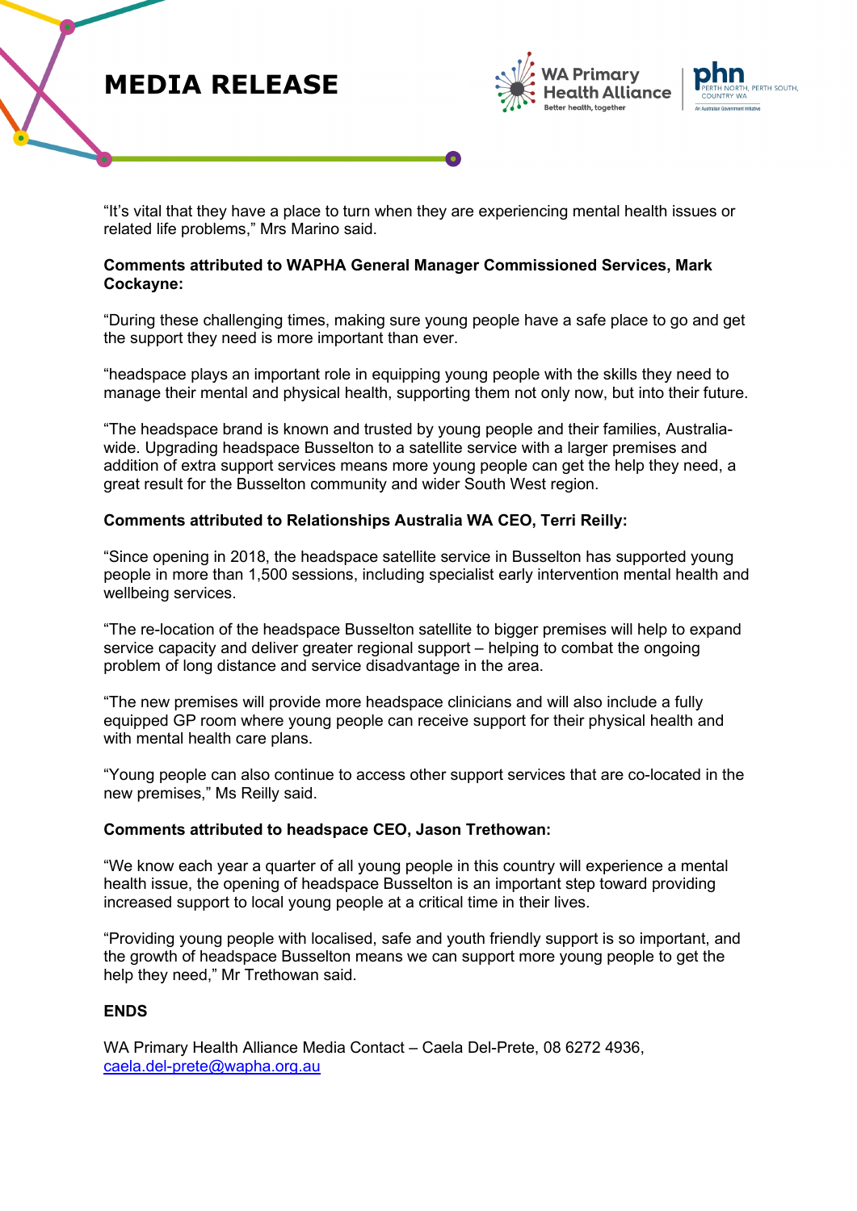"It's vital that they have a place to turn when they are experiencing mental health issues or related life problems," Mrs Marino said.

**Comments attributed to WAPHA General Manager Commissioned Services, Mark Cockayne:**

"During these challenging times, making sure young people have a safe place to go and get the support they need is more important than ever.

"headspace plays an important role in equipping young people with the skills they need to manage their mental and physical health, supporting them not only now, but into their future.

"The headspace brand is known and trusted by young people and their families, Australia-wide. Upgrading headspace Busselton to a satellite service with a larger premises and addition of extra support services means more young people can get the help they need, a great result for the Busselton community and wider South West region.

**Comments attributed to Relationships Australia WA CEO, Terri Reilly:**

"Since opening in 2018, the headspace satellite service in Busselton has supported young people in more than 1,500 sessions, including specialist early intervention mental health and wellbeing services.

"The re-location of the headspace Busselton satellite to bigger premises will help to expand service capacity and deliver greater regional support – helping to combat the ongoing problem of long distance and service disadvantage in the area.

"The new premises will provide more headspace clinicians and will also include a fully equipped GP room where young people can receive support for their physical health and with mental health care plans.

"Young people can also continue to access other support services that are co-located in the new premises," Ms Reilly said.

**Comments attributed to headspace CEO, Jason Trethowan:**

"We know each year a quarter of all young people in this country will experience a mental health issue, the opening of headspace Busselton is an important step toward providing increased support to local young people at a critical time in their lives.

"Providing young people with localised, safe and youth friendly support is so important, and the growth of headspace Busselton means we can support more young people to get the help they need," Mr Trethowan said.

**ENDS**

WA Primary Health Alliance Media Contact – Caela Del-Prete, 08 6272 4936, caela.del-prete@wapha.org.au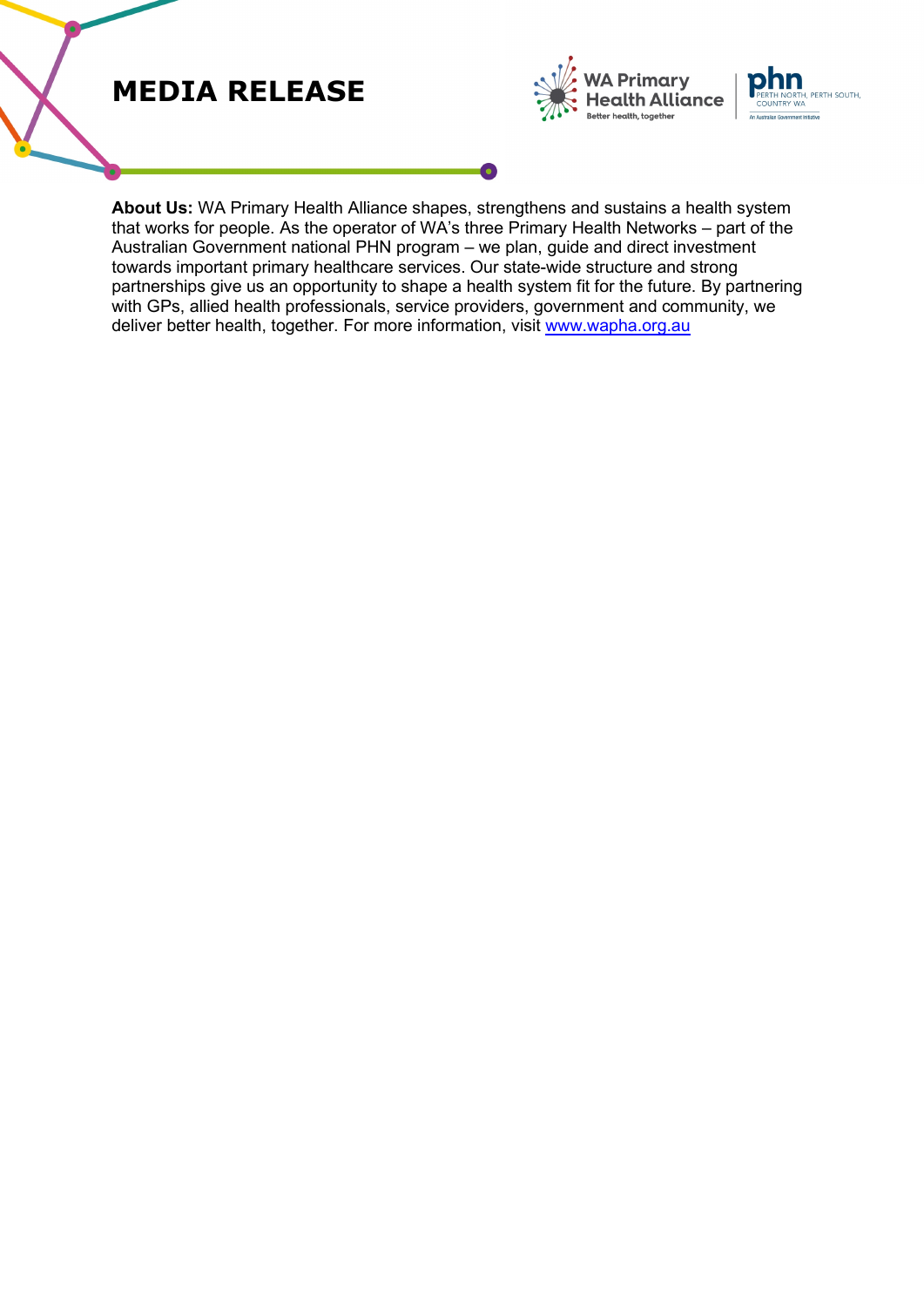**About Us:** WA Primary Health Alliance shapes, strengthens and sustains a health system that works for people. As the operator of WA's three Primary Health Networks – part of the Australian Government national PHN program – we plan, guide and direct investment towards important primary healthcare services. Our state-wide structure and strong partnerships give us an opportunity to shape a health system fit for the future. By partnering with GPs, allied health professionals, service providers, government and community, we deliver better health, together. For more information, visit [www.wapha.org.au](http://www.wapha.org.au)